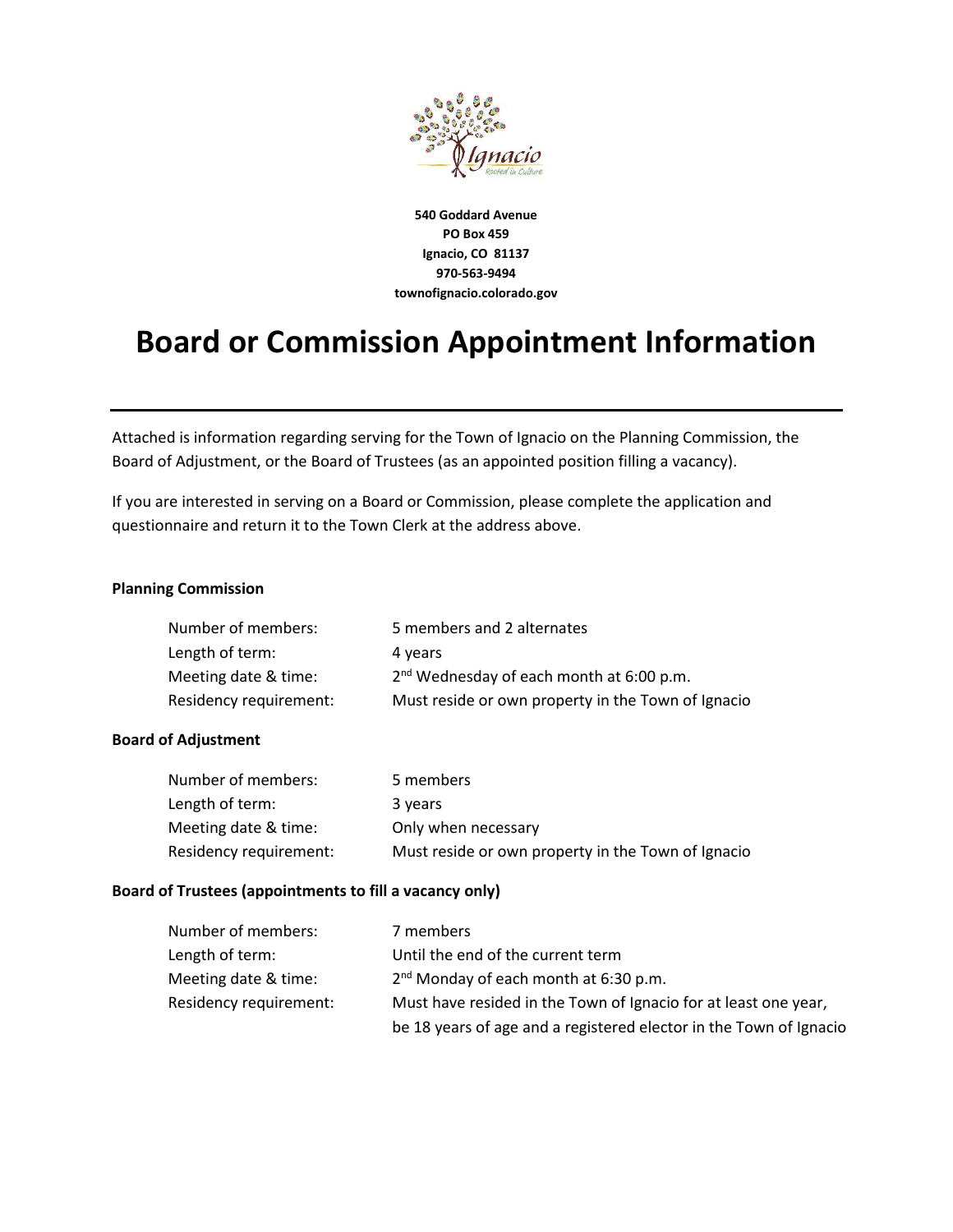**540 Goddard Avenue**
**PO Box 459**
**Ignacio, CO 81137**
**970-563-9494**
**townofignacio.colorado.gov**

# Board or Commission Appointment Information

---

Attached is information regarding serving for the Town of Ignacio on the Planning Commission, the Board of Adjustment, or the Board of Trustees (as an appointed position filling a vacancy).

If you are interested in serving on a Board or Commission, please complete the application and questionnaire and return it to the Town Clerk at the address above.

**Planning Commission**

| | |
|---|---|
| Number of members: | 5 members and 2 alternates |
| Length of term: | 4 years |
| Meeting date & time: | 2nd Wednesday of each month at 6:00 p.m. |
| Residency requirement: | Must reside or own property in the Town of Ignacio |

**Board of Adjustment**

| | |
|---|---|
| Number of members: | 5 members |
| Length of term: | 3 years |
| Meeting date & time: | Only when necessary |
| Residency requirement: | Must reside or own property in the Town of Ignacio |

**Board of Trustees (appointments to fill a vacancy only)**

| | |
|---|---|
| Number of members: | 7 members |
| Length of term: | Until the end of the current term |
| Meeting date & time: | 2nd Monday of each month at 6:30 p.m. |
| Residency requirement: | Must have resided in the Town of Ignacio for at least one year, be 18 years of age and a registered elector in the Town of Ignacio |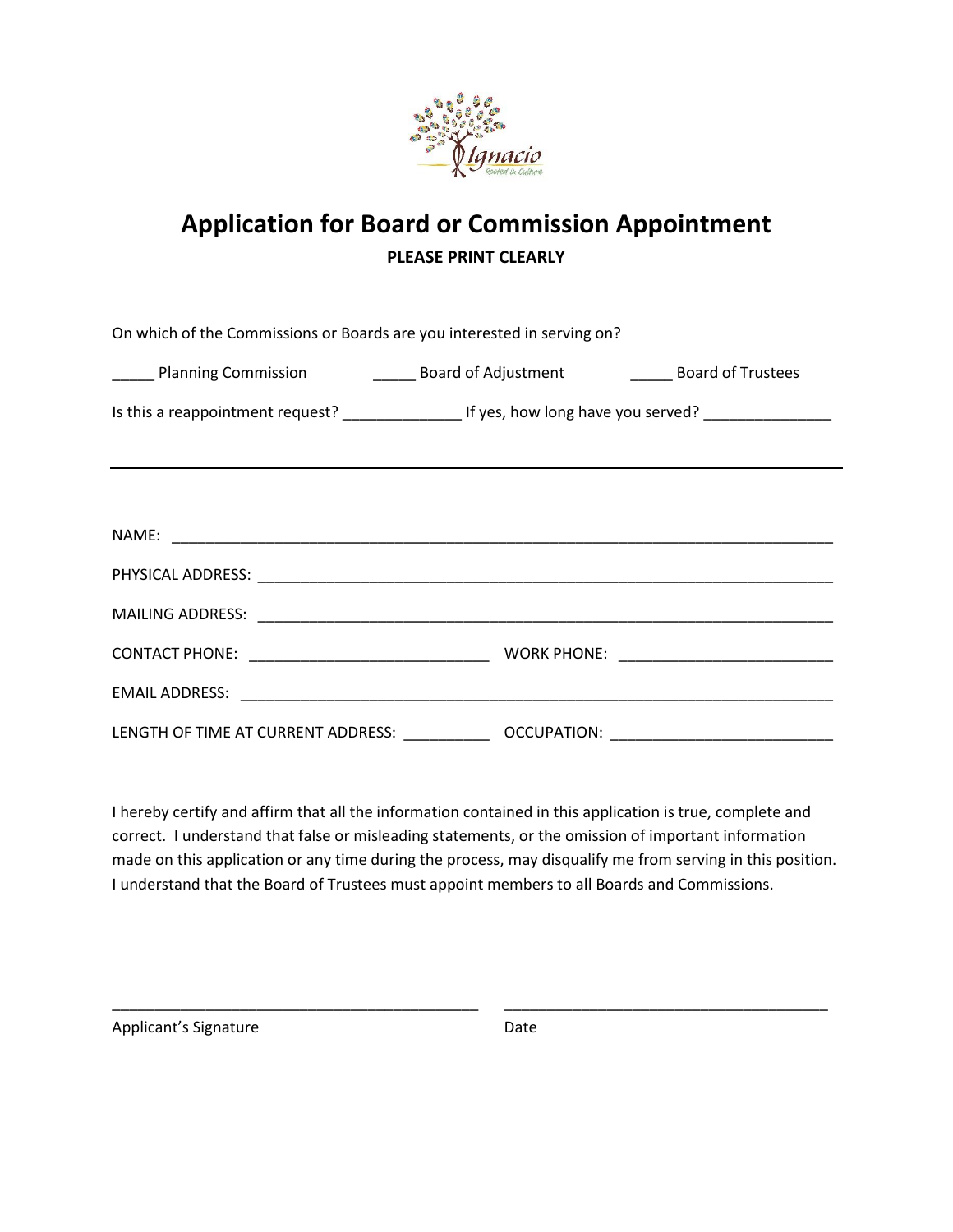Ignacio
Rooted in Culture

# Application for Board or Commission Appointment

**PLEASE PRINT CLEARLY**

On which of the Commissions or Boards are you interested in serving on?

_____ Planning Commission _____ Board of Adjustment _____ Board of Trustees

Is this a reappointment request? ______________ If yes, how long have you served? _______________

---

NAME: ________________________________________________________________________________

PHYSICAL ADDRESS: ______________________________________________________________________

MAILING ADDRESS: _______________________________________________________________________

CONTACT PHONE: ____________________________ WORK PHONE: _________________________

EMAIL ADDRESS: _________________________________________________________________________

LENGTH OF TIME AT CURRENT ADDRESS: __________ OCCUPATION: __________________________

I hereby certify and affirm that all the information contained in this application is true, complete and correct. I understand that false or misleading statements, or the omission of important information made on this application or any time during the process, may disqualify me from serving in this position. I understand that the Board of Trustees must appoint members to all Boards and Commissions.

_____________________________________________ _______________________________________

Applicant's Signature Date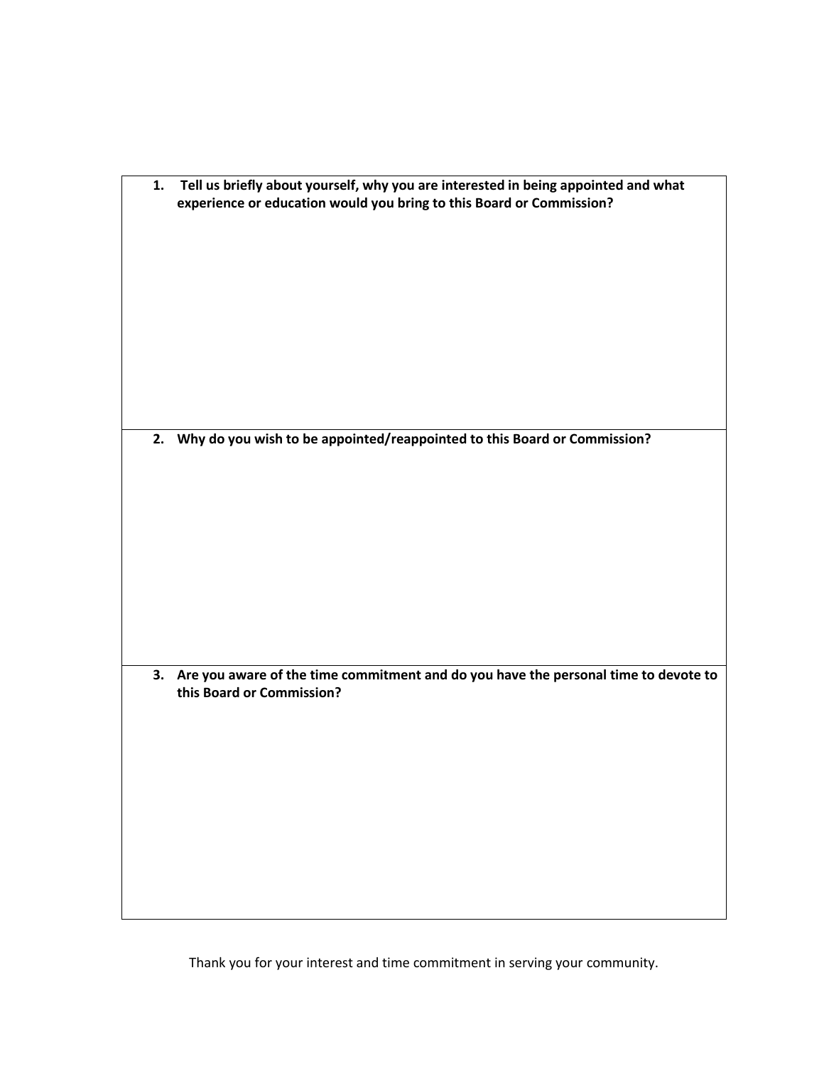1. **Tell us briefly about yourself, why you are interested in being appointed and what experience or education would you bring to this Board or Commission?**

2. **Why do you wish to be appointed/reappointed to this Board or Commission?**

3. **Are you aware of the time commitment and do you have the personal time to devote to this Board or Commission?**

Thank you for your interest and time commitment in serving your community.